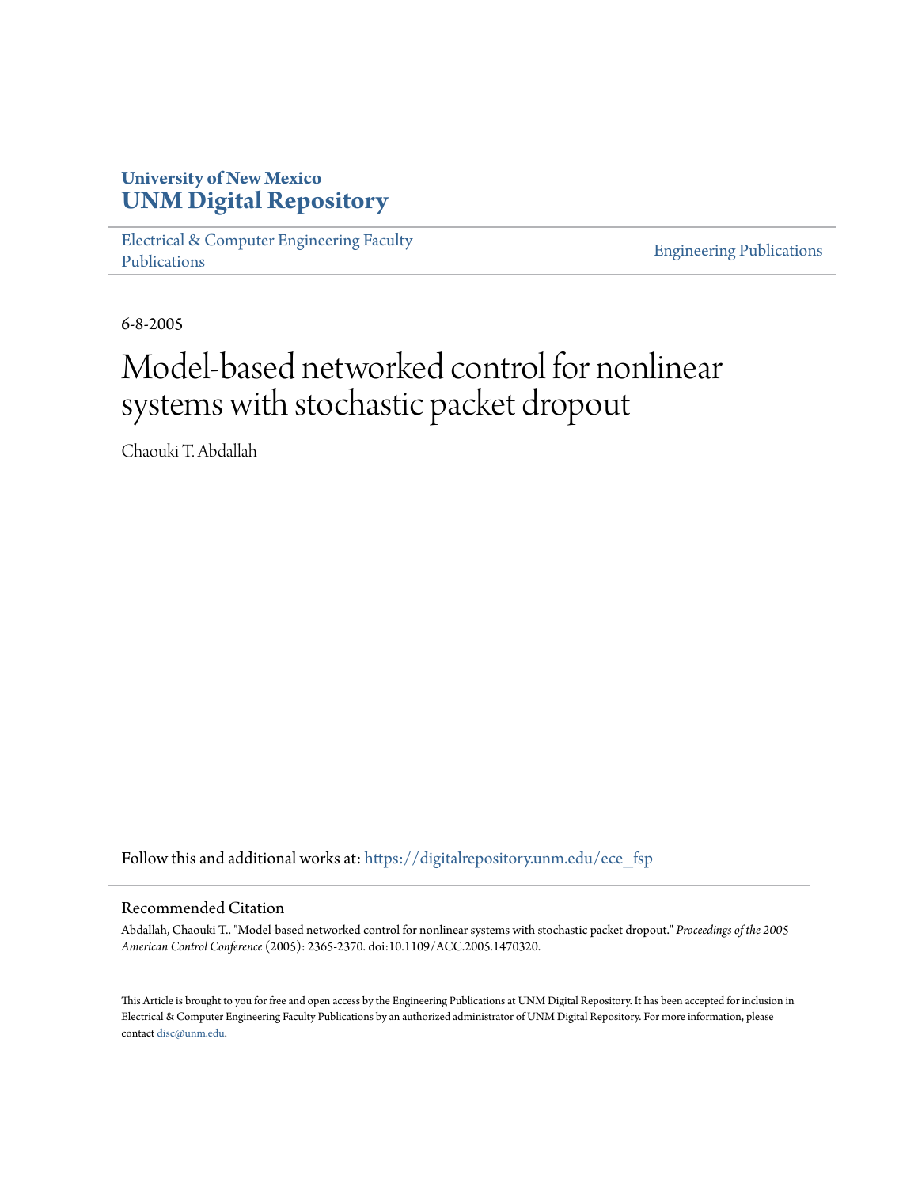University of New Mexico
**UNM Digital Repository**

Electrical & Computer Engineering Faculty Publications

Engineering Publications

6-8-2005

# Model-based networked control for nonlinear systems with stochastic packet dropout

Chaouki T. Abdallah

Follow this and additional works at: https://digitalrepository.unm.edu/ece_fsp

## Recommended Citation

Abdallah, Chaouki T.. "Model-based networked control for nonlinear systems with stochastic packet dropout." *Proceedings of the 2005 American Control Conference* (2005): 2365-2370. doi:10.1109/ACC.2005.1470320.

This Article is brought to you for free and open access by the Engineering Publications at UNM Digital Repository. It has been accepted for inclusion in Electrical & Computer Engineering Faculty Publications by an authorized administrator of UNM Digital Repository. For more information, please contact disc@unm.edu.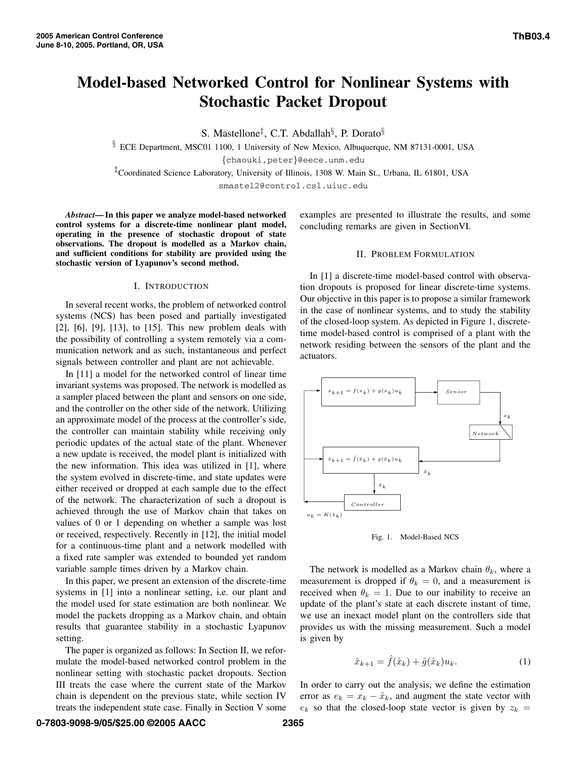# Model-based Networked Control for Nonlinear Systems with Stochastic Packet Dropout

S. Mastellone[‡], C.T. Abdallah[§], P. Dorato[§]

[§] ECE Department, MSC01 1100, 1 University of New Mexico, Albuquerque, NM 87131-0001, USA

{chaouki,peter}@eece.unm.edu

[‡]Coordinated Science Laboratory, University of Illinois, 1308 W. Main St., Urbana, IL 61801, USA

smastel2@control.csl.uiuc.edu

***Abstract*— In this paper we analyze model-based networked control systems for a discrete-time nonlinear plant model, operating in the presence of stochastic dropout of state observations. The dropout is modelled as a Markov chain, and sufficient conditions for stability are provided using the stochastic version of Lyapunov's second method.**

## I. INTRODUCTION

In several recent works, the problem of networked control systems (NCS) has been posed and partially investigated [2], [6], [9], [13], to [15]. This new problem deals with the possibility of controlling a system remotely via a communication network and as such, instantaneous and perfect signals between controller and plant are not achievable.

In [11] a model for the networked control of linear time invariant systems was proposed. The network is modelled as a sampler placed between the plant and sensors on one side, and the controller on the other side of the network. Utilizing an approximate model of the process at the controller's side, the controller can maintain stability while receiving only periodic updates of the actual state of the plant. Whenever a new update is received, the model plant is initialized with the new information. This idea was utilized in [1], where the system evolved in discrete-time, and state updates were either received or dropped at each sample due to the effect of the network. The characterization of such a dropout is achieved through the use of Markov chain that takes on values of 0 or 1 depending on whether a sample was lost or received, respectively. Recently in [12], the initial model for a continuous-time plant and a network modelled with a fixed rate sampler was extended to bounded yet random variable sample times driven by a Markov chain.

In this paper, we present an extension of the discrete-time systems in [1] into a nonlinear setting, i.e. our plant and the model used for state estimation are both nonlinear. We model the packets dropping as a Markov chain, and obtain results that guarantee stability in a stochastic Lyapunov setting.

The paper is organized as follows: In Section II, we reformulate the model-based networked control problem in the nonlinear setting with stochastic packet dropouts. Section III treats the case where the current state of the Markov chain is dependent on the previous state, while section IV treats the independent state case. Finally in Section V some examples are presented to illustrate the results, and some concluding remarks are given in SectionVI.

## II. PROBLEM FORMULATION

In [1] a discrete-time model-based control with observation dropouts is proposed for linear discrete-time systems. Our objective in this paper is to propose a similar framework in the case of nonlinear systems, and to study the stability of the closed-loop system. As depicted in Figure 1, discrete-time model-based control is comprised of a plant with the network residing between the sensors of the plant and the actuators.

Fig. 1. Model-Based NCS

The network is modelled as a Markov chain $\theta_k$, where a measurement is dropped if $\theta_k = 0$, and a measurement is received when $\theta_k = 1$. Due to our inability to receive an update of the plant's state at each discrete instant of time, we use an inexact model plant on the controllers side that provides us with the missing measurement. Such a model is given by

$$\hat{x}_{k+1} = \hat{f}(\hat{x}_k) + \hat{g}(\hat{x}_k)u_k. \tag{1}$$

In order to carry out the analysis, we define the estimation error as $e_k = x_k - \hat{x}_k$, and augment the state vector with $e_k$ so that the closed-loop state vector is given by $z_k =$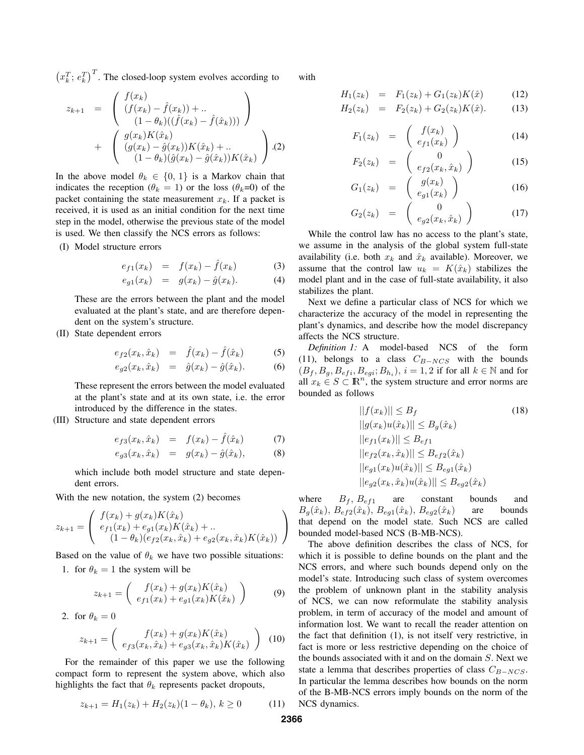$\left(x_k^T; e_k^T\right)^T$. The closed-loop system evolves according to

$$
\begin{aligned}
z_{k+1} &= \begin{pmatrix} f(x_k) \\ (f(x_k) - \hat{f}(x_k)) + .. \\ \quad (1-\theta_k)((\hat{f}(x_k) - \hat{f}(\hat{x}_k))) \end{pmatrix} \\
&+ \begin{pmatrix} g(x_k)K(\hat{x}_k) \\ (g(x_k) - \hat{g}(x_k))K(\hat{x}_k) + .. \\ \quad (1-\theta_k)(\hat{g}(x_k) - \hat{g}(\hat{x}_k))K(\hat{x}_k) \end{pmatrix} . \quad (2)
\end{aligned}
$$

In the above model $\theta_k \in \{0, 1\}$ is a Markov chain that indicates the reception ($\theta_k = 1$) or the loss ($\theta_k$=0) of the packet containing the state measurement $x_k$. If a packet is received, it is used as an initial condition for the next time step in the model, otherwise the previous state of the model is used. We then classify the NCS errors as follows:

(I) Model structure errors

$$
\begin{aligned}
e_{f1}(x_k) &= f(x_k) - \hat{f}(x_k) \quad (3) \\
e_{g1}(x_k) &= g(x_k) - \hat{g}(x_k). \quad (4)
\end{aligned}
$$

These are the errors between the plant and the model evaluated at the plant's state, and are therefore dependent on the system's structure.

(II) State dependent errors

$$
\begin{aligned}
e_{f2}(x_k, \hat{x}_k) &= \hat{f}(x_k) - \hat{f}(\hat{x}_k) \quad (5) \\
e_{g2}(x_k, \hat{x}_k) &= \hat{g}(x_k) - \hat{g}(\hat{x}_k). \quad (6)
\end{aligned}
$$

These represent the errors between the model evaluated at the plant's state and at its own state, i.e. the error introduced by the difference in the states.

(III) Structure and state dependent errors

$$
\begin{aligned}
e_{f3}(x_k, \hat{x}_k) &= f(x_k) - \hat{f}(\hat{x}_k) \quad (7) \\
e_{g3}(x_k, \hat{x}_k) &= g(x_k) - \hat{g}(\hat{x}_k), \quad (8)
\end{aligned}
$$

which include both model structure and state dependent errors.

With the new notation, the system (2) becomes

$$
z_{k+1} = \begin{pmatrix} f(x_k) + g(x_k)K(\hat{x}_k) \\ e_{f1}(x_k) + e_{g1}(x_k)K(\hat{x}_k) + .. \\ \quad (1-\theta_k)(e_{f2}(x_k, \hat{x}_k) + e_{g2}(x_k, \hat{x}_k)K(\hat{x}_k)) \end{pmatrix}
$$

Based on the value of $\theta_k$ we have two possible situations:

1. for $\theta_k = 1$ the system will be

$$
z_{k+1} = \begin{pmatrix} f(x_k) + g(x_k)K(\hat{x}_k) \\ e_{f1}(x_k) + e_{g1}(x_k)K(\hat{x}_k) \end{pmatrix} \quad (9)
$$

2. for $\theta_k = 0$

$$
z_{k+1} = \begin{pmatrix} f(x_k) + g(x_k)K(\hat{x}_k) \\ e_{f3}(x_k, \hat{x}_k) + e_{g3}(x_k, \hat{x}_k)K(\hat{x}_k) \end{pmatrix} \quad (10)
$$

For the remainder of this paper we use the following compact form to represent the system above, which also highlights the fact that $\theta_k$ represents packet dropouts,

$$
z_{k+1} = H_1(z_k) + H_2(z_k)(1-\theta_k), \; k \geq 0 \quad (11)
$$

with

$$
\begin{aligned}
H_1(z_k) &= F_1(z_k) + G_1(z_k)K(\hat{x}) \quad (12) \\
H_2(z_k) &= F_2(z_k) + G_2(z_k)K(\hat{x}). \quad (13)
\end{aligned}
$$

$$
\begin{aligned}
F_1(z_k) &= \begin{pmatrix} f(x_k) \\ e_{f1}(x_k) \end{pmatrix} \quad (14) \\
F_2(z_k) &= \begin{pmatrix} 0 \\ e_{f2}(x_k, \hat{x}_k) \end{pmatrix} \quad (15) \\
G_1(z_k) &= \begin{pmatrix} g(x_k) \\ e_{g1}(x_k) \end{pmatrix} \quad (16) \\
G_2(z_k) &= \begin{pmatrix} 0 \\ e_{g2}(x_k, \hat{x}_k) \end{pmatrix} \quad (17)
\end{aligned}
$$

While the control law has no access to the plant's state, we assume in the analysis of the global system full-state availability (i.e. both $x_k$ and $\hat{x}_k$ available). Moreover, we assume that the control law $u_k = K(\hat{x}_k)$ stabilizes the model plant and in the case of full-state availability, it also stabilizes the plant.

Next we define a particular class of NCS for which we characterize the accuracy of the model in representing the plant's dynamics, and describe how the model discrepancy affects the NCS structure.

*Definition 1:* A model-based NCS of the form (11), belongs to a class $C_{B-NCS}$ with the bounds $(B_f, B_g, B_{efi}, B_{egi}; B_{h_i})$, $i = 1, 2$ if for all $k \in \mathbb{N}$ and for all $x_k \in S \subset \mathbb{R}^n$, the system structure and error norms are bounded as follows

$$
\begin{aligned}
&||f(x_k)|| \leq B_f \quad (18) \\
&||g(x_k)u(\hat{x}_k)|| \leq B_g(\hat{x}_k) \\
&||e_{f1}(x_k)|| \leq B_{ef1} \\
&||e_{f2}(x_k, \hat{x}_k)|| \leq B_{ef2}(\hat{x}_k) \\
&||e_{g1}(x_k)u(\hat{x}_k)|| \leq B_{eg1}(\hat{x}_k) \\
&||e_{g2}(x_k, \hat{x}_k)u(\hat{x}_k)|| \leq B_{eg2}(\hat{x}_k)
\end{aligned}
$$

where $B_f$, $B_{ef1}$ are constant bounds and $B_g(\hat{x}_k)$, $B_{ef2}(\hat{x}_k)$, $B_{eg1}(\hat{x}_k)$, $B_{eg2}(\hat{x}_k)$ are bounds that depend on the model state. Such NCS are called bounded model-based NCS (B-MB-NCS).

The above definition describes the class of NCS, for which it is possible to define bounds on the plant and the NCS errors, and where such bounds depend only on the model's state. Introducing such class of system overcomes the problem of unknown plant in the stability analysis of NCS, we can now reformulate the stability analysis problem, in term of accuracy of the model and amount of information lost. We want to recall the reader attention on the fact that definition (1), is not itself very restrictive, in fact is more or less restrictive depending on the choice of the bounds associated with it and on the domain $S$. Next we state a lemma that describes properties of class $C_{B-NCS}$. In particular the lemma describes how bounds on the norm of the B-MB-NCS errors imply bounds on the norm of the NCS dynamics.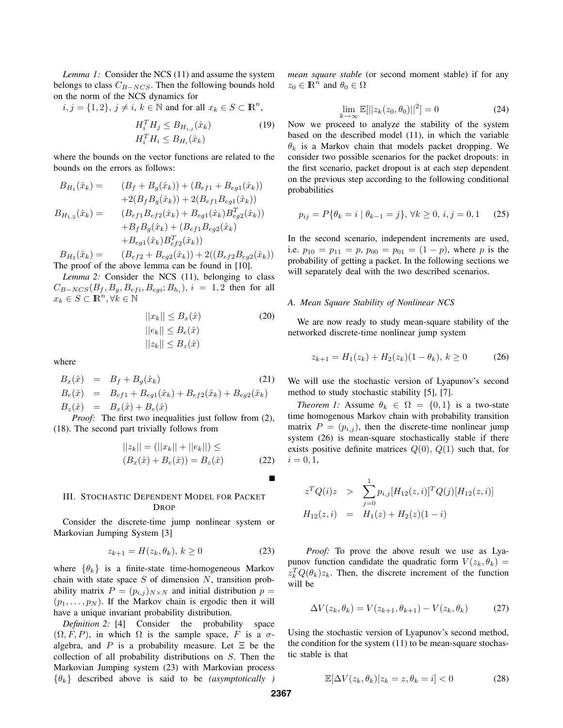*Lemma 1:* Consider the NCS (11) and assume the system belongs to class $C_{B-NCS}$. Then the following bounds hold on the norm of the NCS dynamics for

$i,j = \{1,2\}$, $j \neq i$, $k \in \mathbb{N}$ and for all $x_k \in S \subset \mathbb{R}^n$,

$$
\begin{aligned}
H_i^T H_j &\leq B_{H_{i,j}}(\hat{x}_k) \\
H_i^T H_i &\leq B_{H_i}(\hat{x}_k)
\end{aligned}
\tag{19}
$$

where the bounds on the vector functions are related to the bounds on the errors as follows:

$$
\begin{aligned}
B_{H_1}(\hat{x}_k) = \quad & (B_f + B_g(\hat{x}_k)) + (B_{ef1} + B_{eg1}(\hat{x}_k)) \\
& + 2(B_f B_g(\hat{x}_k)) + 2(B_{ef1} B_{eg1}(\hat{x}_k)) \\
B_{H_{1,2}}(\hat{x}_k) = \quad & (B_{ef1} B_{ef2}(\hat{x}_k) + B_{eg1}(\hat{x}_k) B_{eg2}^T(\hat{x}_k)) \\
& + B_f B_g(\hat{x}_k) + (B_{ef1} B_{eg2}(\hat{x}_k) \\
& + B_{eg1}(\hat{x}_k) B_{ef2}^T(\hat{x}_k)) \\
B_{H_2}(\hat{x}_k) = \quad & (B_{ef2} + B_{eg2}(\hat{x}_k)) + 2((B_{ef2} B_{eg2}(\hat{x}_k))
\end{aligned}
$$

The proof of the above lemma can be found in [10].

*Lemma 2:* Consider the NCS (11), belonging to class $C_{B-NCS}(B_f, B_g, B_{efi}, B_{egi}; B_{h_i})$, $i = 1, 2$ then for all $x_k \in S \subset \mathbb{R}^n, \forall k \in \mathbb{N}$

$$
\begin{aligned}
||x_k|| &\leq B_x(\hat{x}) \\
||e_k|| &\leq B_e(\hat{x}) \\
||z_k|| &\leq B_z(\hat{x})
\end{aligned}
\tag{20}
$$

where

$$
\begin{aligned}
B_x(\hat{x}) &= B_f + B_g(\hat{x}_k) & (21)\\
B_e(\hat{x}) &= B_{ef1} + B_{eg1}(\hat{x}_k) + B_{ef2}(\hat{x}_k) + B_{eg2}(\hat{x}_k) \\
B_z(\hat{x}) &= B_x(\hat{x}) + B_e(\hat{x})
\end{aligned}
$$

*Proof:* The first two inequalities just follow from (2), (18). The second part trivially follows from

$$
\begin{aligned}
||z_k|| &= (||x_k|| + ||e_k||) \leq \\
& (B_x(\hat{x}) + B_e(\hat{x})) = B_z(\hat{x})
\end{aligned}
\tag{22}
$$

■

## III. Stochastic Dependent Model for Packet Drop

Consider the discrete-time jump nonlinear system or Markovian Jumping System [3]

$$
z_{k+1} = H(z_k, \theta_k),\ k \geq 0 \tag{23}
$$

where $\{\theta_k\}$ is a finite-state time-homogeneous Markov chain with state space $S$ of dimension $N$, transition probability matrix $P = (p_{i,j})_{N \times N}$ and initial distribution $p = (p_1, \ldots, p_N)$. If the Markov chain is ergodic then it will have a unique invariant probability distribution.

*Definition 2:* [4] Consider the probability space $(\Omega, F, P)$, in which $\Omega$ is the sample space, $F$ is a $\sigma$-algebra, and $P$ is a probability measure. Let $\Xi$ be the collection of all probability distributions on $S$. Then the Markovian Jumping system (23) with Markovian process $\{\theta_k\}$ described above is said to be *(asymptotically ) mean square stable* (or second moment stable) if for any $z_0 \in \mathbb{R}^n$ and $\theta_0 \in \Omega$

$$
\lim_{k \to \infty} \mathbb{E}[||z_k(z_0, \theta_0)||^2] = 0 \tag{24}
$$

Now we proceed to analyze the stability of the system based on the described model (11), in which the variable $\theta_k$ is a Markov chain that models packet dropping. We consider two possible scenarios for the packet dropouts: in the first scenario, packet dropout is at each step dependent on the previous step according to the following conditional probabilities

$$
p_{ij} = P\{\theta_k = i \mid \theta_{k-1} = j\},\ \forall k \geq 0,\ i,j = 0,1 \tag{25}
$$

In the second scenario, independent increments are used, i.e. $p_{10} = p_{11} = p$, $p_{00} = p_{01} = (1-p)$, where $p$ is the probability of getting a packet. In the following sections we will separately deal with the two described scenarios.

### A. Mean Square Stability of Nonlinear NCS

We are now ready to study mean-square stability of the networked discrete-time nonlinear jump system

$$
z_{k+1} = H_1(z_k) + H_2(z_k)(1 - \theta_k),\ k \geq 0 \tag{26}
$$

We will use the stochastic version of Lyapunov's second method to study stochastic stability [5], [7].

*Theorem 1:* Assume $\theta_k \in \Omega = \{0, 1\}$ is a two-state time homogenous Markov chain with probability transition matrix $P = (p_{i,j})$, then the discrete-time nonlinear jump system (26) is mean-square stochastically stable if there exists positive definite matrices $Q(0)$, $Q(1)$ such that, for $i = 0, 1$,

$$
\begin{aligned}
z^T Q(i) z \quad &> \quad \sum_{j=0}^{1} p_{i,j} [H_{12}(z,i)]^T Q(j) [H_{12}(z,i)] \\
H_{12}(z,i) \quad &= \quad H_1(z) + H_2(z)(1-i)
\end{aligned}
$$

*Proof:* To prove the above result we use as Lyapunov function candidate the quadratic form $V(z_k, \theta_k) = z_k^T Q(\theta_k) z_k$. Then, the discrete increment of the function will be

$$
\Delta V(z_k, \theta_k) = V(z_{k+1}, \theta_{k+1}) - V(z_k, \theta_k) \tag{27}
$$

Using the stochastic version of Lyapunov's second method, the condition for the system (11) to be mean-square stochastic stable is that

$$
\mathbb{E}[\Delta V(z_k, \theta_k) | z_k = z, \theta_k = i] < 0 \tag{28}
$$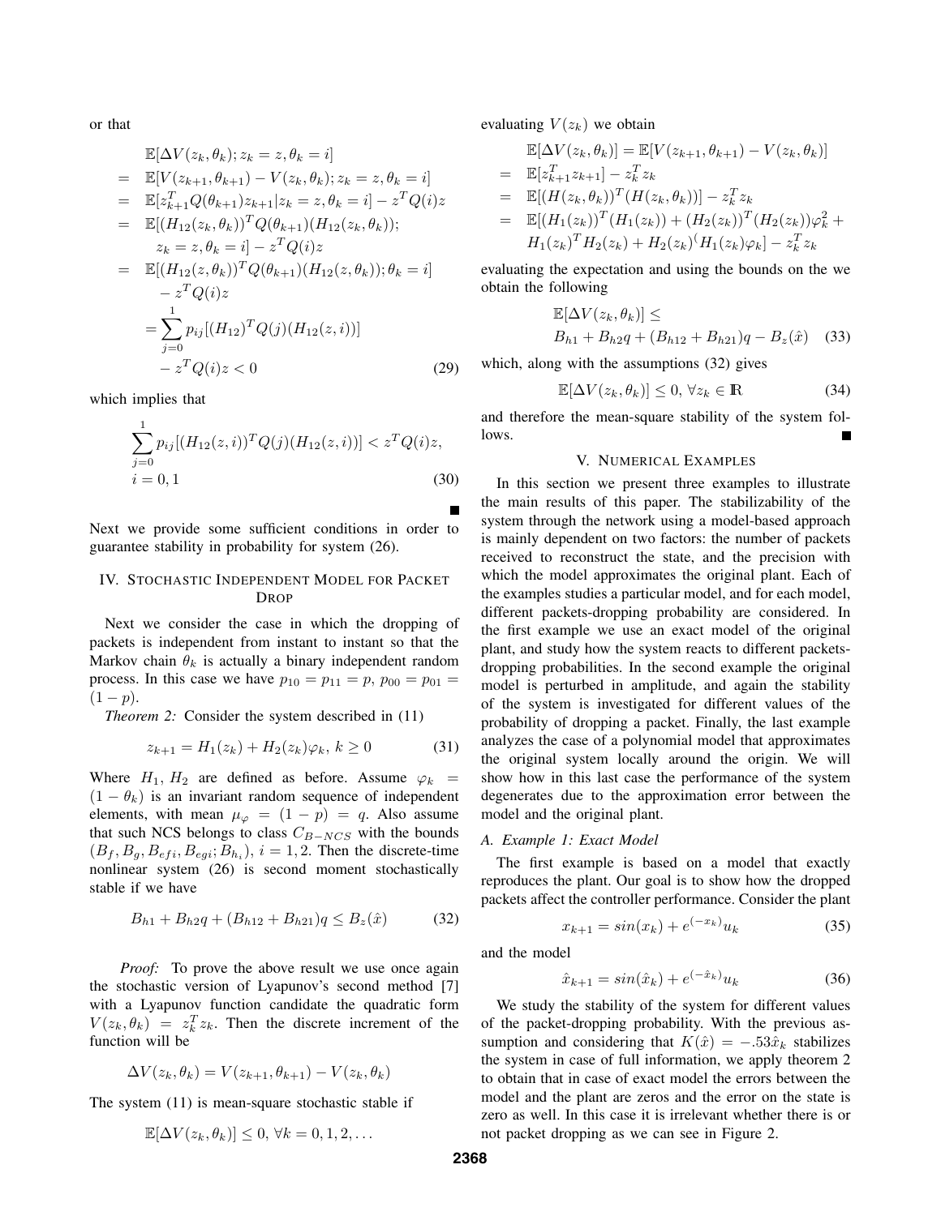or that

$$
\begin{aligned}
& \mathbb{E}[\Delta V(z_k,\theta_k); z_k = z, \theta_k = i] \\
= \;& \mathbb{E}[V(z_{k+1},\theta_{k+1}) - V(z_k,\theta_k); z_k = z, \theta_k = i] \\
= \;& \mathbb{E}[z_{k+1}^T Q(\theta_{k+1}) z_{k+1} | z_k = z, \theta_k = i] - z^T Q(i) z \\
= \;& \mathbb{E}[(H_{12}(z_k,\theta_k))^T Q(\theta_{k+1}) (H_{12}(z_k,\theta_k)); \\
& \quad z_k = z, \theta_k = i] - z^T Q(i) z \\
= \;& \mathbb{E}[(H_{12}(z,\theta_k))^T Q(\theta_{k+1}) (H_{12}(z,\theta_k)); \theta_k = i] \\
& - z^T Q(i) z \\
& = \sum_{j=0}^{1} p_{ij} [(H_{12})^T Q(j) (H_{12}(z,i))] \\
& - z^T Q(i) z < 0
\end{aligned} \tag{29}
$$

which implies that

$$
\sum_{j=0}^{1} p_{ij} [(H_{12}(z,i))^T Q(j) (H_{12}(z,i))] < z^T Q(i) z, \quad i = 0,1 \tag{30}
$$

■

Next we provide some sufficient conditions in order to guarantee stability in probability for system (26).

## IV. Stochastic Independent Model for Packet Drop

Next we consider the case in which the dropping of packets is independent from instant to instant so that the Markov chain $\theta_k$ is actually a binary independent random process. In this case we have $p_{10} = p_{11} = p$, $p_{00} = p_{01} = (1-p)$.

*Theorem 2:* Consider the system described in (11)

$$
z_{k+1} = H_1(z_k) + H_2(z_k)\varphi_k, \; k \geq 0 \tag{31}
$$

Where $H_1, H_2$ are defined as before. Assume $\varphi_k = (1-\theta_k)$ is an invariant random sequence of independent elements, with mean $\mu_\varphi = (1-p) = q$. Also assume that such NCS belongs to class $C_{B-NCS}$ with the bounds $(B_f, B_g, B_{efi}, B_{egi}; B_{h_i})$, $i = 1,2$. Then the discrete-time nonlinear system (26) is second moment stochastically stable if we have

$$
B_{h1} + B_{h2} q + (B_{h12} + B_{h21}) q \leq B_z(\hat{x}) \tag{32}
$$

*Proof:* To prove the above result we use once again the stochastic version of Lyapunov's second method [7] with a Lyapunov function candidate the quadratic form $V(z_k,\theta_k) = z_k^T z_k$. Then the discrete increment of the function will be

$$
\Delta V(z_k,\theta_k) = V(z_{k+1},\theta_{k+1}) - V(z_k,\theta_k)
$$

The system (11) is mean-square stochastic stable if

$$
\mathbb{E}[\Delta V(z_k,\theta_k)] \leq 0, \; \forall k = 0,1,2,\ldots
$$

evaluating $V(z_k)$ we obtain

$$
\begin{aligned}
& \mathbb{E}[\Delta V(z_k,\theta_k)] = \mathbb{E}[V(z_{k+1},\theta_{k+1}) - V(z_k,\theta_k)] \\
= \;& \mathbb{E}[z_{k+1}^T z_{k+1}] - z_k^T z_k \\
= \;& \mathbb{E}[(H(z_k,\theta_k))^T (H(z_k,\theta_k))] - z_k^T z_k \\
= \;& \mathbb{E}[(H_1(z_k))^T (H_1(z_k)) + (H_2(z_k))^T (H_2(z_k))\varphi_k^2 + \\
& H_1(z_k)^T H_2(z_k) + H_2(z_k)^( H_1(z_k)\varphi_k] - z_k^T z_k
\end{aligned}
$$

evaluating the expectation and using the bounds on the we obtain the following

$$
\begin{aligned}
& \mathbb{E}[\Delta V(z_k,\theta_k)] \leq \\
& B_{h1} + B_{h2} q + (B_{h12} + B_{h21}) q - B_z(\hat{x})
\end{aligned} \tag{33}
$$

which, along with the assumptions (32) gives

$$
\mathbb{E}[\Delta V(z_k,\theta_k)] \leq 0, \; \forall z_k \in \mathbb{R} \tag{34}
$$

and therefore the mean-square stability of the system follows. ■

## V. Numerical Examples

In this section we present three examples to illustrate the main results of this paper. The stabilizability of the system through the network using a model-based approach is mainly dependent on two factors: the number of packets received to reconstruct the state, and the precision with which the model approximates the original plant. Each of the examples studies a particular model, and for each model, different packets-dropping probability are considered. In the first example we use an exact model of the original plant, and study how the system reacts to different packets-dropping probabilities. In the second example the original model is perturbed in amplitude, and again the stability of the system is investigated for different values of the probability of dropping a packet. Finally, the last example analyzes the case of a polynomial model that approximates the original system locally around the origin. We will show how in this last case the performance of the system degenerates due to the approximation error between the model and the original plant.

### A. Example 1: Exact Model

The first example is based on a model that exactly reproduces the plant. Our goal is to show how the dropped packets affect the controller performance. Consider the plant

$$
x_{k+1} = sin(x_k) + e^{(-x_k)} u_k \tag{35}
$$

and the model

$$
\hat{x}_{k+1} = sin(\hat{x}_k) + e^{(-\hat{x}_k)} u_k \tag{36}
$$

We study the stability of the system for different values of the packet-dropping probability. With the previous assumption and considering that $K(\hat{x}) = -.53\hat{x}_k$ stabilizes the system in case of full information, we apply theorem 2 to obtain that in case of exact model the errors between the model and the plant are zeros and the error on the state is zero as well. In this case it is irrelevant whether there is or not packet dropping as we can see in Figure 2.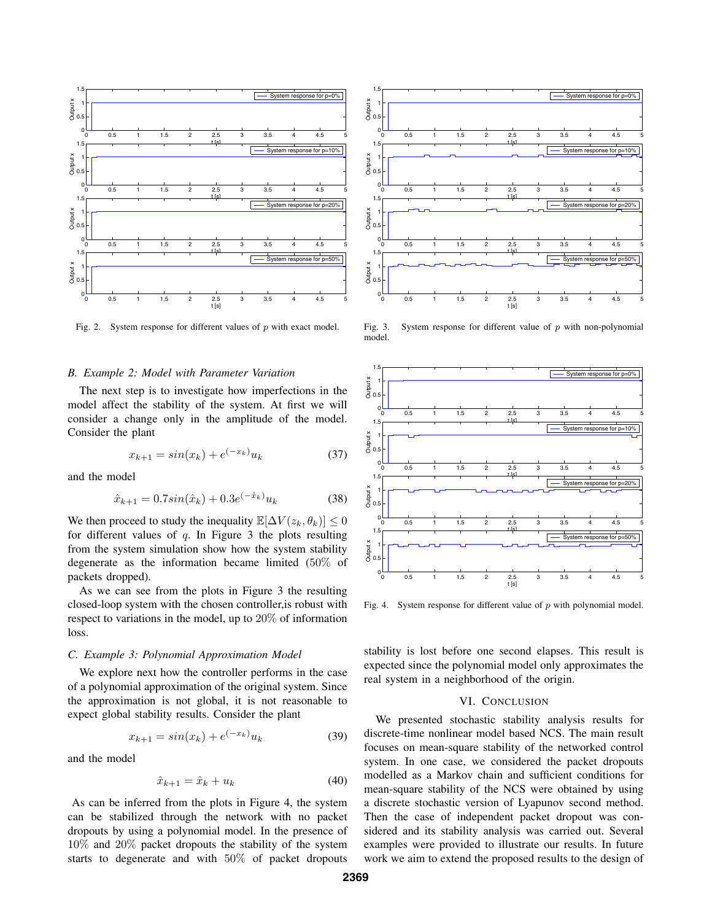Fig. 2. System response for different values of $p$ with exact model.

Fig. 3. System response for different value of $p$ with non-polynomial model.

### B. Example 2: Model with Parameter Variation

The next step is to investigate how imperfections in the model affect the stability of the system. At first we will consider a change only in the amplitude of the model. Consider the plant

$$x_{k+1} = sin(x_k) + e^{(-x_k)}u_k \tag{37}$$

and the model

$$\hat{x}_{k+1} = 0.7sin(\hat{x}_k) + 0.3e^{(-\hat{x}_k)}u_k \tag{38}$$

We then proceed to study the inequality $\mathbb{E}[\Delta V(z_k, \theta_k)] \leq 0$ for different values of $q$. In Figure 3 the plots resulting from the system simulation show how the system stability degenerate as the information became limited (50% of packets dropped).

As we can see from the plots in Figure 3 the resulting closed-loop system with the chosen controller,is robust with respect to variations in the model, up to 20% of information loss.

### C. Example 3: Polynomial Approximation Model

We explore next how the controller performs in the case of a polynomial approximation of the original system. Since the approximation is not global, it is not reasonable to expect global stability results. Consider the plant

$$x_{k+1} = sin(x_k) + e^{(-x_k)}u_k \tag{39}$$

and the model

$$\hat{x}_{k+1} = \hat{x}_k + u_k \tag{40}$$

As can be inferred from the plots in Figure 4, the system can be stabilized through the network with no packet dropouts by using a polynomial model. In the presence of 10% and 20% packet dropouts the stability of the system starts to degenerate and with 50% of packet dropouts stability is lost before one second elapses. This result is expected since the polynomial model only approximates the real system in a neighborhood of the origin.

Fig. 4. System response for different value of $p$ with polynomial model.

## VI. Conclusion

We presented stochastic stability analysis results for discrete-time nonlinear model based NCS. The main result focuses on mean-square stability of the networked control system. In one case, we considered the packet dropouts modelled as a Markov chain and sufficient conditions for mean-square stability of the NCS were obtained by using a discrete stochastic version of Lyapunov second method. Then the case of independent packet dropout was considered and its stability analysis was carried out. Several examples were provided to illustrate our results. In future work we aim to extend the proposed results to the design of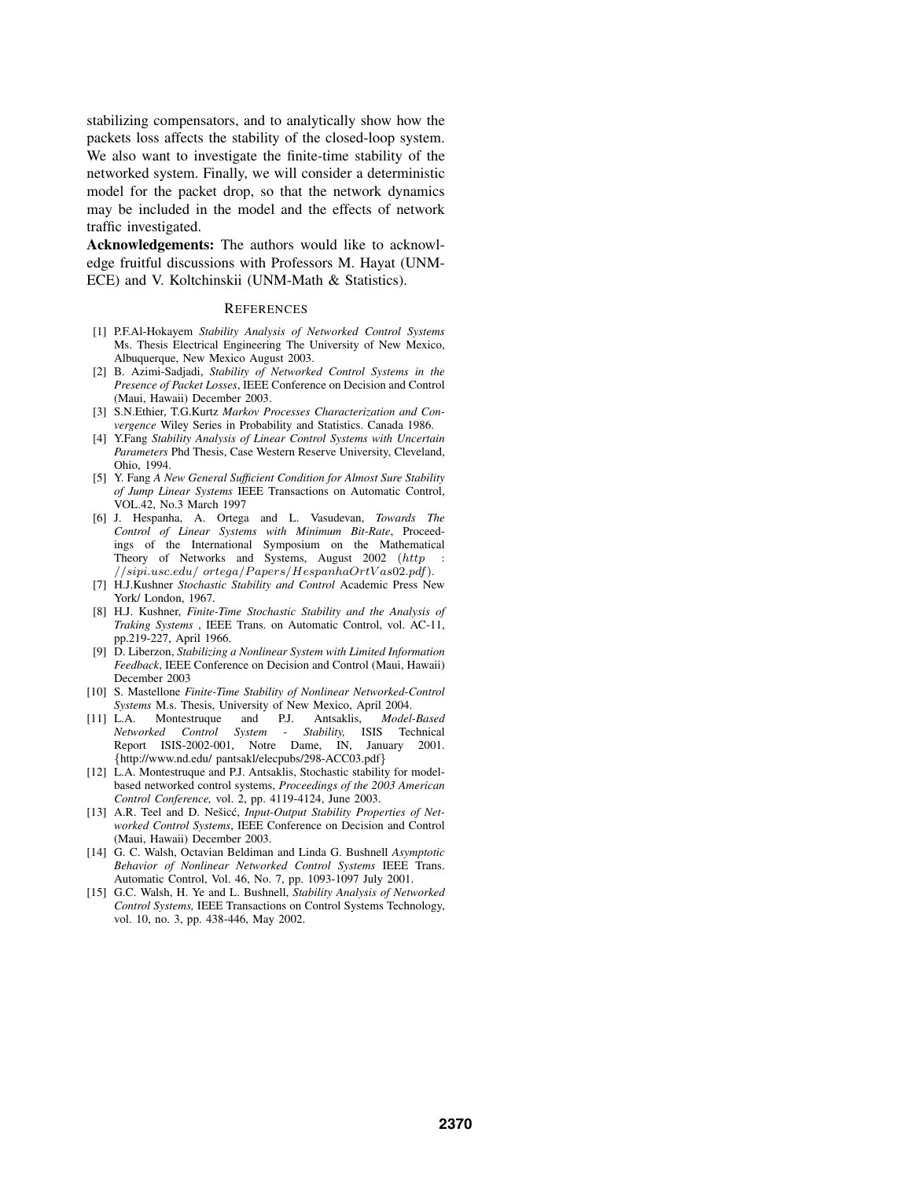stabilizing compensators, and to analytically show how the packets loss affects the stability of the closed-loop system. We also want to investigate the finite-time stability of the networked system. Finally, we will consider a deterministic model for the packet drop, so that the network dynamics may be included in the model and the effects of network traffic investigated.

**Acknowledgements:** The authors would like to acknowledge fruitful discussions with Professors M. Hayat (UNM-ECE) and V. Koltchinskii (UNM-Math & Statistics).

## REFERENCES

[1] P.F.Al-Hokayem *Stability Analysis of Networked Control Systems* Ms. Thesis Electrical Engineering The University of New Mexico, Albuquerque, New Mexico August 2003.

[2] B. Azimi-Sadjadi, *Stability of Networked Control Systems in the Presence of Packet Losses*, IEEE Conference on Decision and Control (Maui, Hawaii) December 2003.

[3] S.N.Ethier, T.G.Kurtz *Markov Processes Characterization and Convergence* Wiley Series in Probability and Statistics. Canada 1986.

[4] Y.Fang *Stability Analysis of Linear Control Systems with Uncertain Parameters* Phd Thesis, Case Western Reserve University, Cleveland, Ohio, 1994.

[5] Y. Fang *A New General Sufficient Condition for Almost Sure Stability of Jump Linear Systems* IEEE Transactions on Automatic Control, VOL.42, No.3 March 1997

[6] J. Hespanha, A. Ortega and L. Vasudevan, *Towards The Control of Linear Systems with Minimum Bit-Rate*, Proceedings of the International Symposium on the Mathematical Theory of Networks and Systems, August 2002 (http://sipi.usc.edu/ ortega/Papers/HespanhaOrtVas02.pdf).

[7] H.J.Kushner *Stochastic Stability and Control* Academic Press New York/ London, 1967.

[8] H.J. Kushner, *Finite-Time Stochastic Stability and the Analysis of Traking Systems* , IEEE Trans. on Automatic Control, vol. AC-11, pp.219-227, April 1966.

[9] D. Liberzon, *Stabilizing a Nonlinear System with Limited Information Feedback*, IEEE Conference on Decision and Control (Maui, Hawaii) December 2003

[10] S. Mastellone *Finite-Time Stability of Nonlinear Networked-Control Systems* M.s. Thesis, University of New Mexico, April 2004.

[11] L.A. Montestruque and P.J. Antsaklis, *Model-Based Networked Control System - Stability,* ISIS Technical Report ISIS-2002-001, Notre Dame, IN, January 2001. {http://www.nd.edu/ pantsakl/elecpubs/298-ACC03.pdf}

[12] L.A. Montestruque and P.J. Antsaklis, Stochastic stability for model-based networked control systems, *Proceedings of the 2003 American Control Conference,* vol. 2, pp. 4119-4124, June 2003.

[13] A.R. Teel and D. Nešicć, *Input-Output Stability Properties of Networked Control Systems*, IEEE Conference on Decision and Control (Maui, Hawaii) December 2003.

[14] G. C. Walsh, Octavian Beldiman and Linda G. Bushnell *Asymptotic Behavior of Nonlinear Networked Control Systems* IEEE Trans. Automatic Control, Vol. 46, No. 7, pp. 1093-1097 July 2001.

[15] G.C. Walsh, H. Ye and L. Bushnell, *Stability Analysis of Networked Control Systems,* IEEE Transactions on Control Systems Technology, vol. 10, no. 3, pp. 438-446, May 2002.